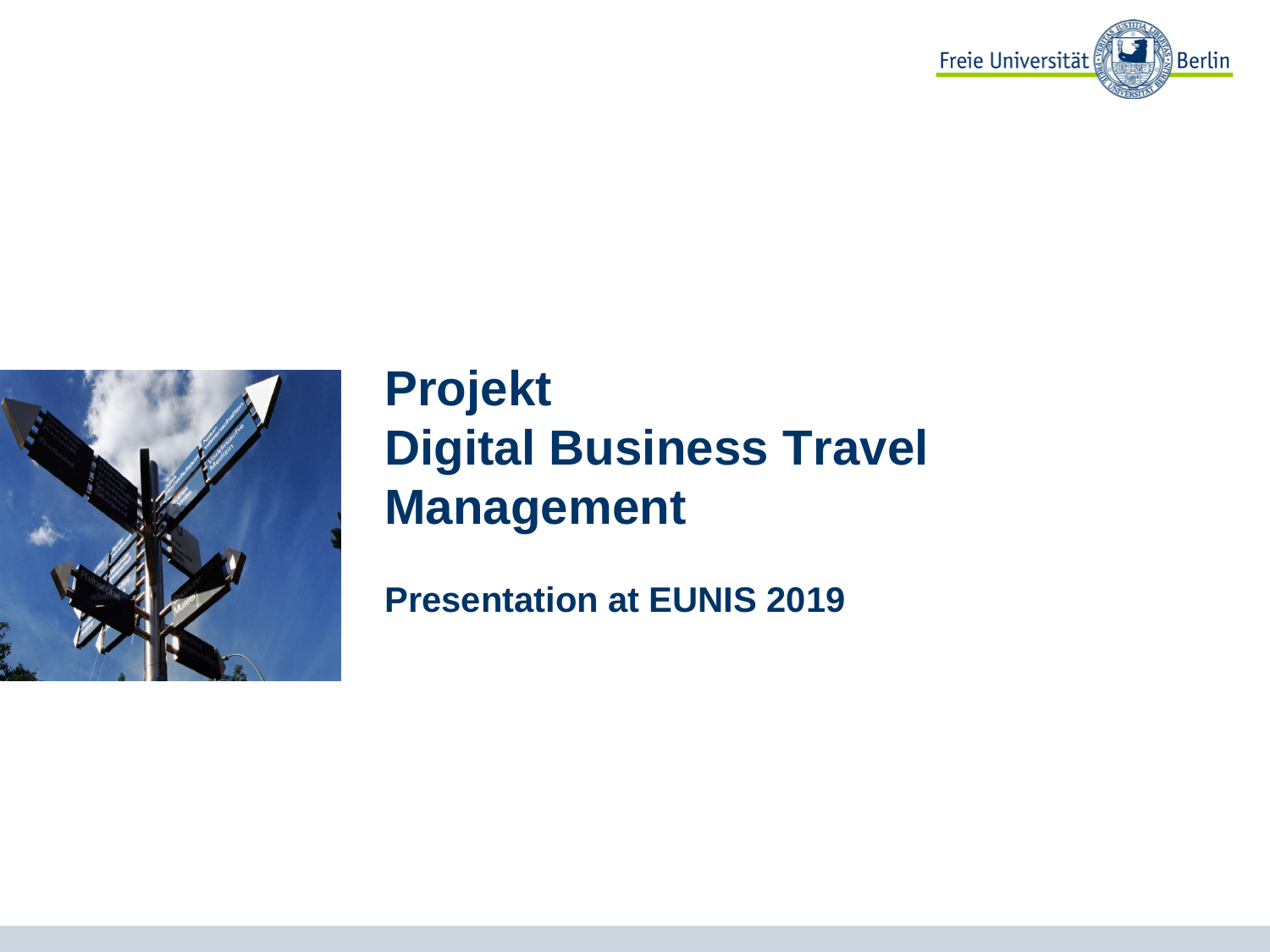# Projekt
# Digital Business Travel Management

**Presentation at EUNIS 2019**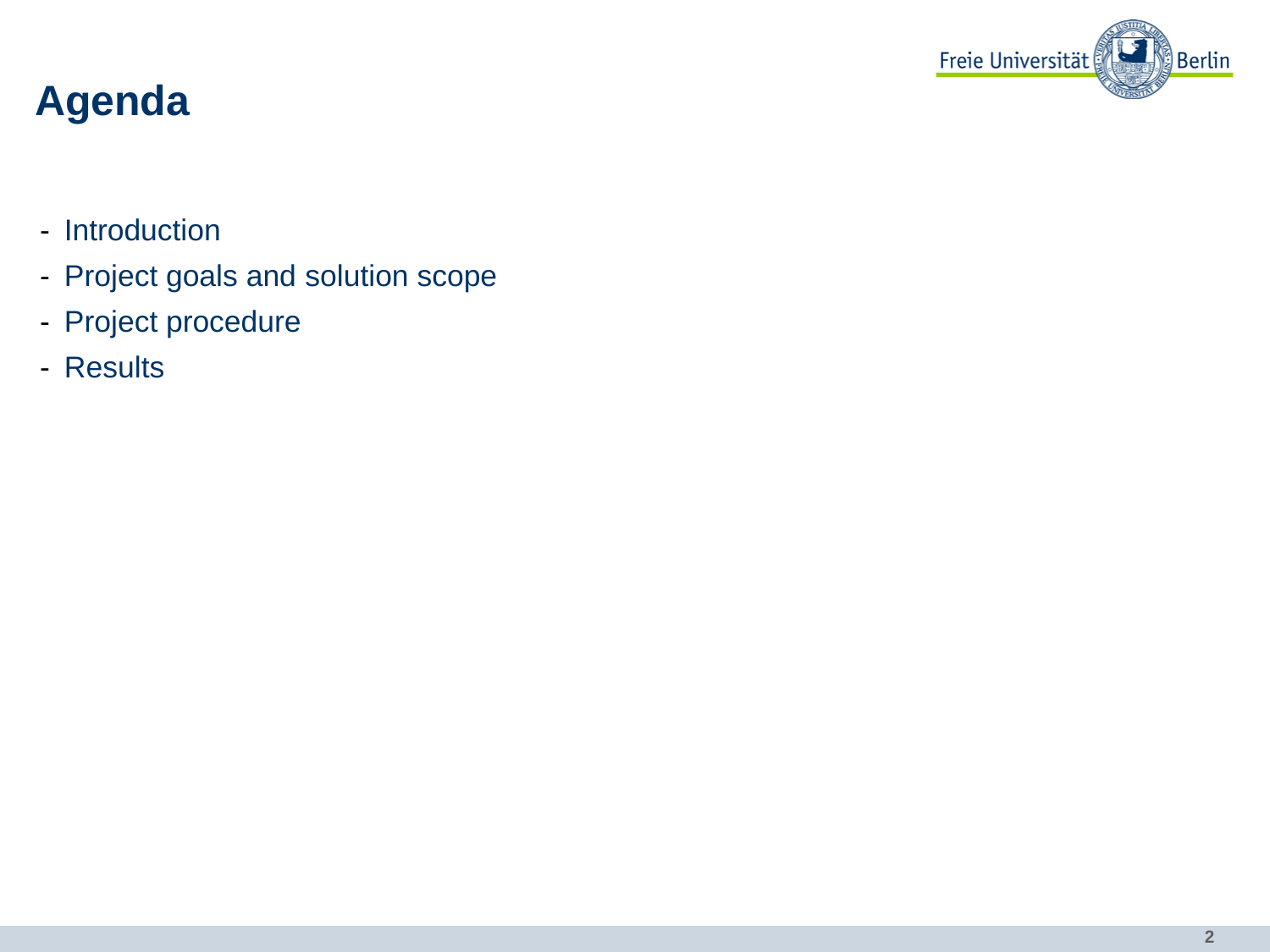# Agenda

- Introduction
- Project goals and solution scope
- Project procedure
- Results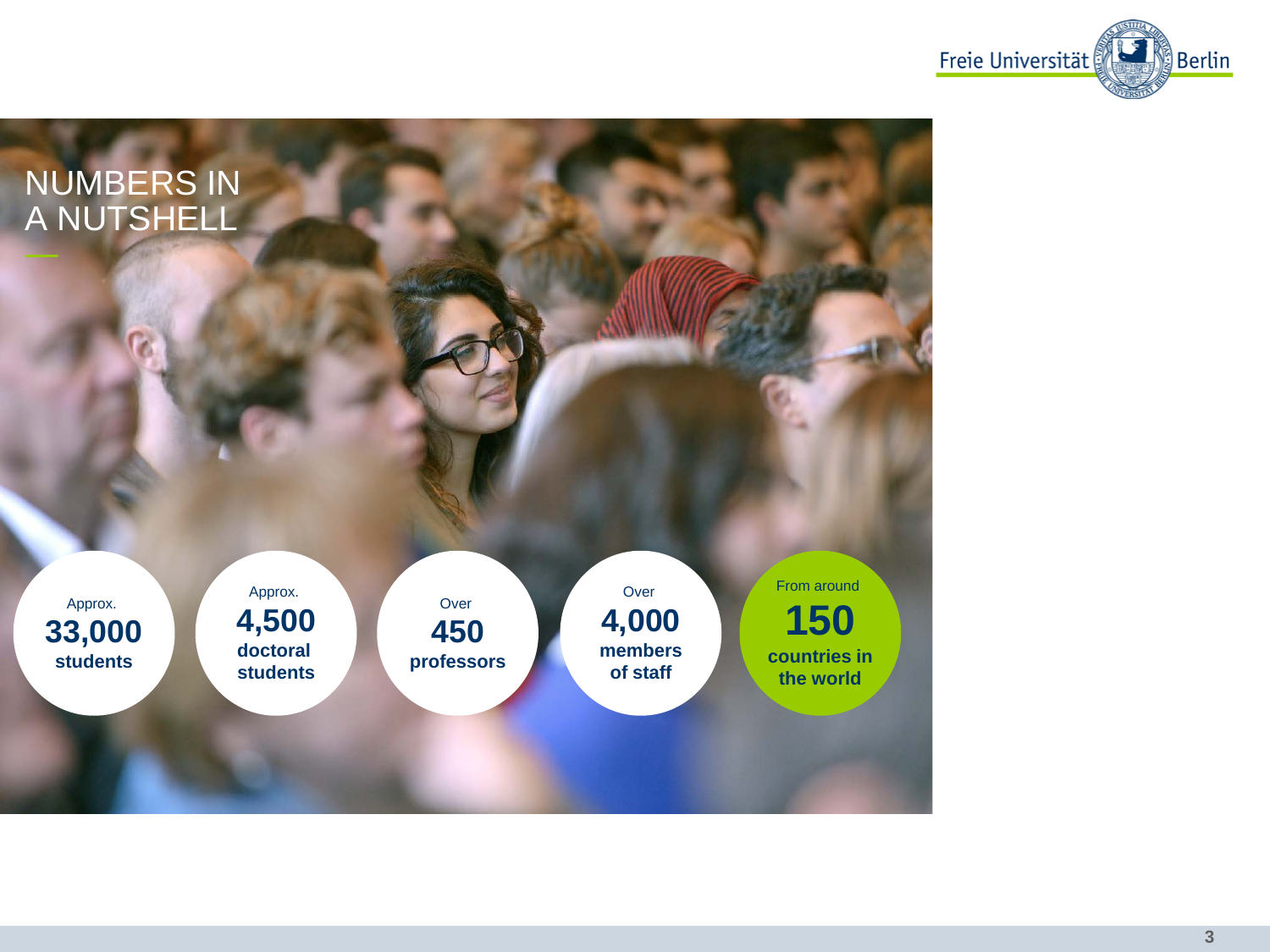# NUMBERS IN A NUTSHELL

- Approx. **33,000 students**
- Approx. **4,500 doctoral students**
- Over **450 professors**
- Over **4,000 members of staff**
- From around **150 countries in the world**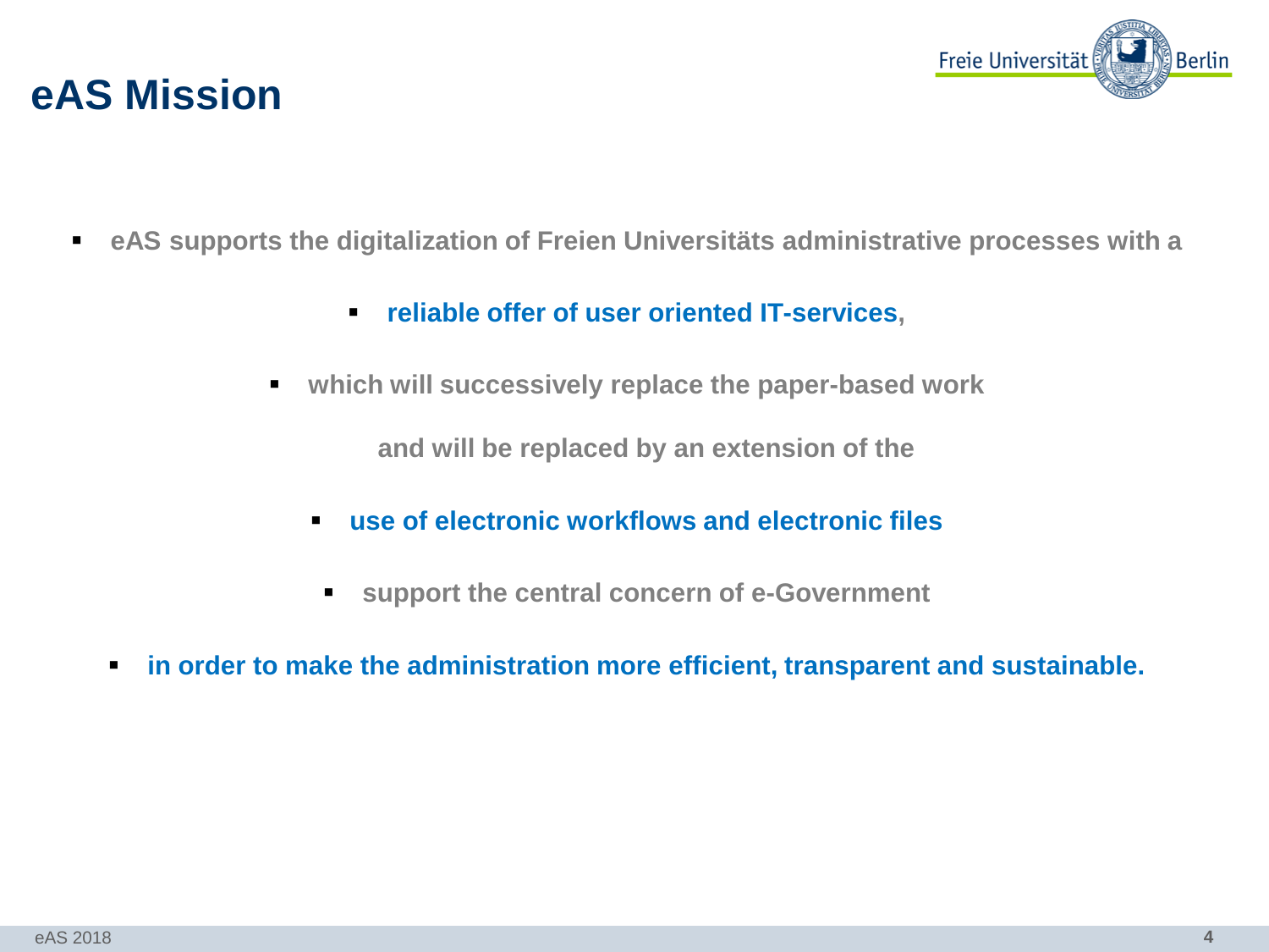# eAS Mission

- eAS supports the digitalization of Freien Universitäts administrative processes with a
  - **reliable offer of user oriented IT-services**,
  - which will successively replace the paper-based work

    and will be replaced by an extension of the
  - **use of electronic workflows and electronic files**
  - support the central concern of e-Government
- **in order to make the administration more efficient, transparent and sustainable.**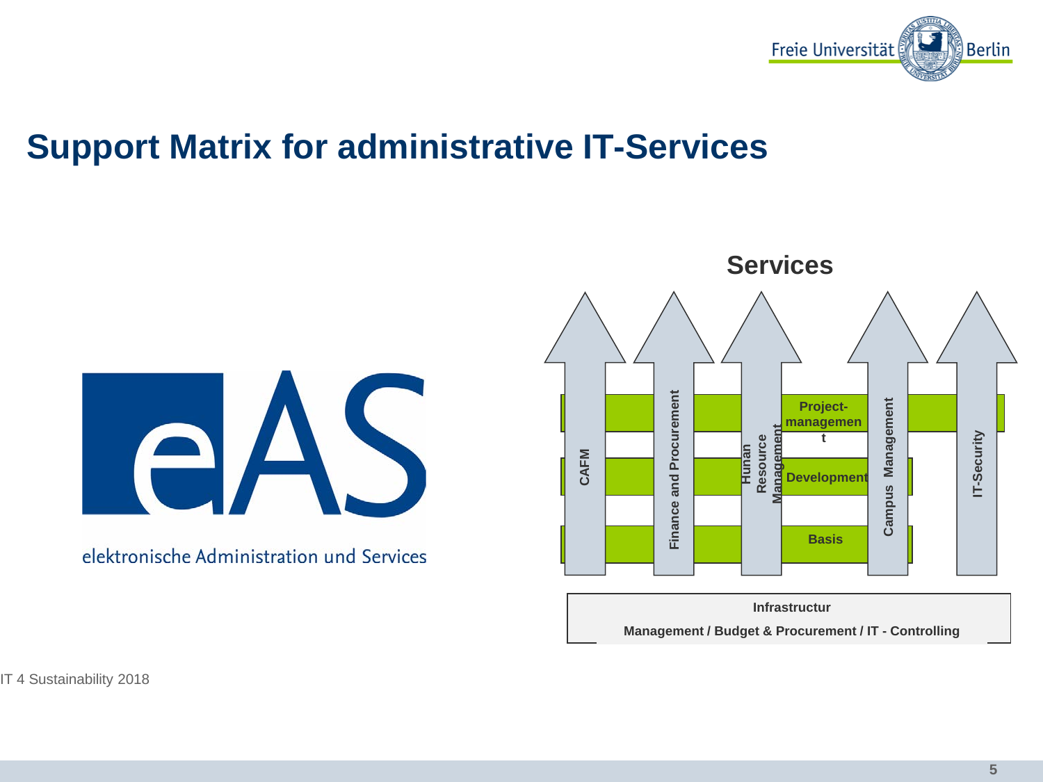# Support Matrix for administrative IT-Services

eAS

elektronische Administration und Services

**Services**

**CAFM** | **Finance and Procurement** | **Hunan Resource Management** | **Campus Management** | **IT-Security**

**Project-managemen t**

**Development**

**Basis**

**Infrastructur**

**Management / Budget & Procurement / IT - Controlling**

IT 4 Sustainability 2018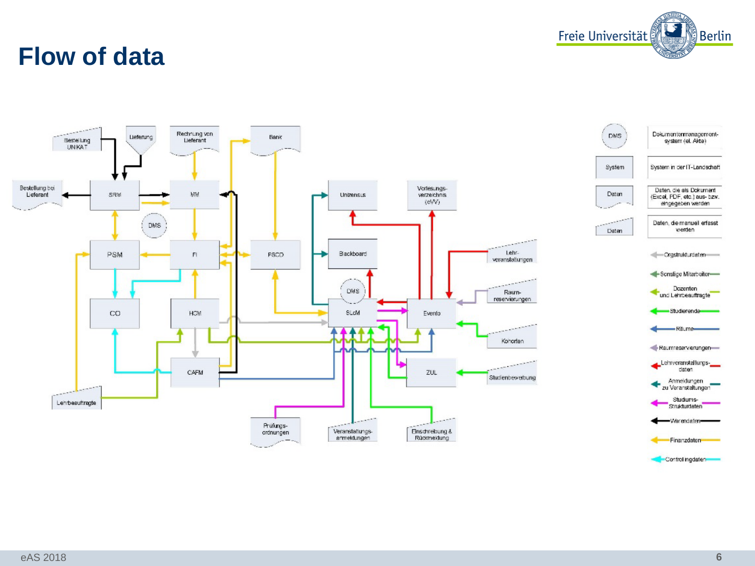# Flow of data

Bestellung UNIKAT

Lieferung

Rechnung von Lieferant

Bank

Bestellung bei Lieferant

SRM

MM

DMS

PSM

FI

PSCD

CO

HCM

CAFM

Lehrbeauftragte

Unizensus

Blackboard

DMS

SLcM

Vorlesungs-verzeichnis (eVV)

Evento

Lehr-veranstaltungen

Raum-reservierungen

Kohorten

ZUL

Studienbewerbung

Prüfungs-ordnungen

Veranstaltungs-anmeldungen

Einschreibung & Rückmeldung

| | |
|---|---|
| DMS | Dokumentenmanagement-system (el. Akte) |
| System | System in der IT-Landschaft |
| Daten | Daten, die als Dokument (Excel, PDF, etc.) aus- bzw. eingegeben werden |
| Daten | Daten, die manuell erfasst werden |

- Orgstrukturdaten
- Sonstige Mitarbeiter
- Dozenten und Lehrbeauftragte
- Studierende
- Räume
- Raumreservierungen
- Lehrveranstaltungs-daten
- Anmeldungen zu Veranstaltungen
- Studiums-Strukturdaten
- Warendaten
- Finanzdaten
- Controllingdaten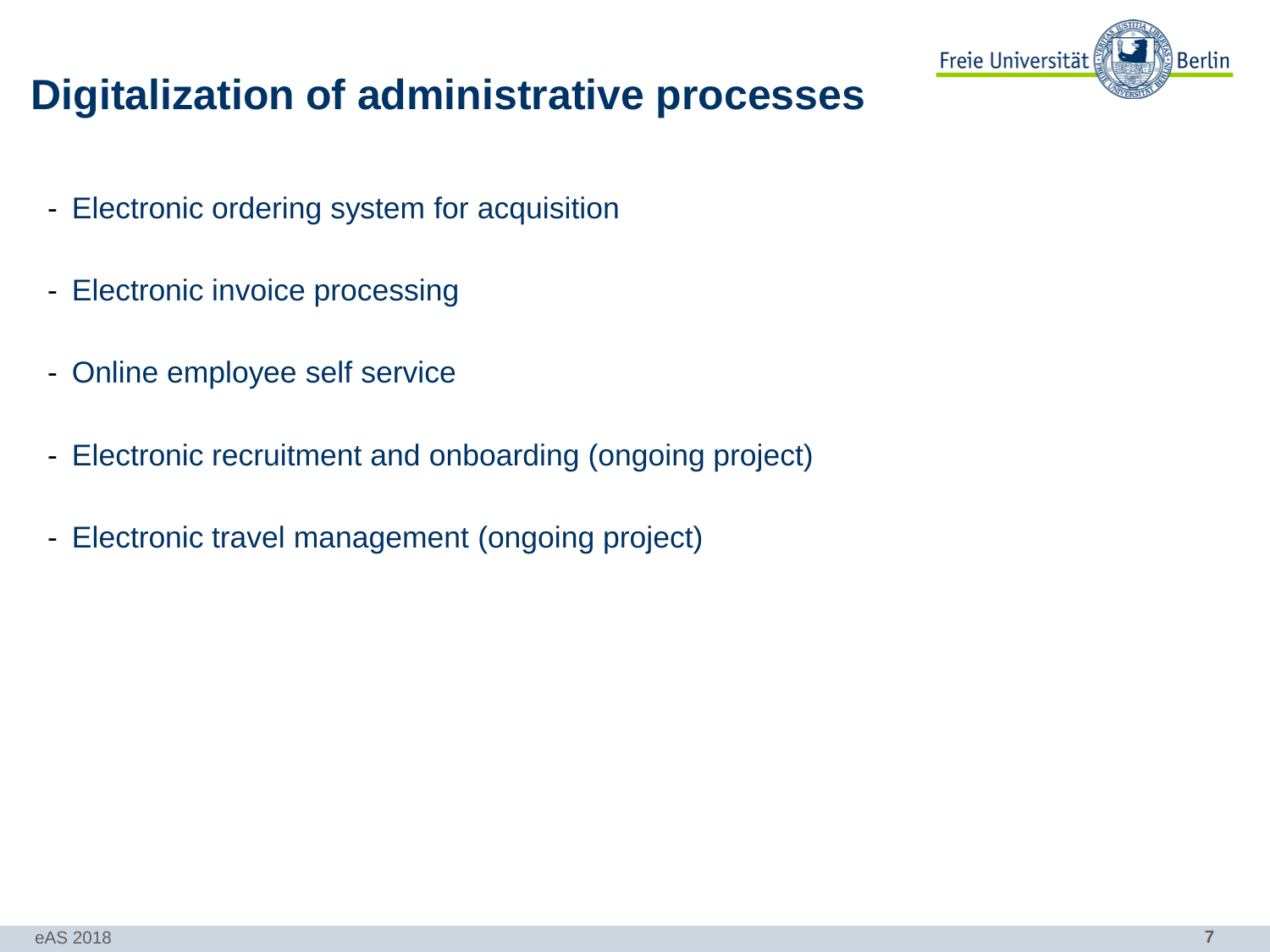# Digitalization of administrative processes

- Electronic ordering system for acquisition
- Electronic invoice processing
- Online employee self service
- Electronic recruitment and onboarding (ongoing project)
- Electronic travel management (ongoing project)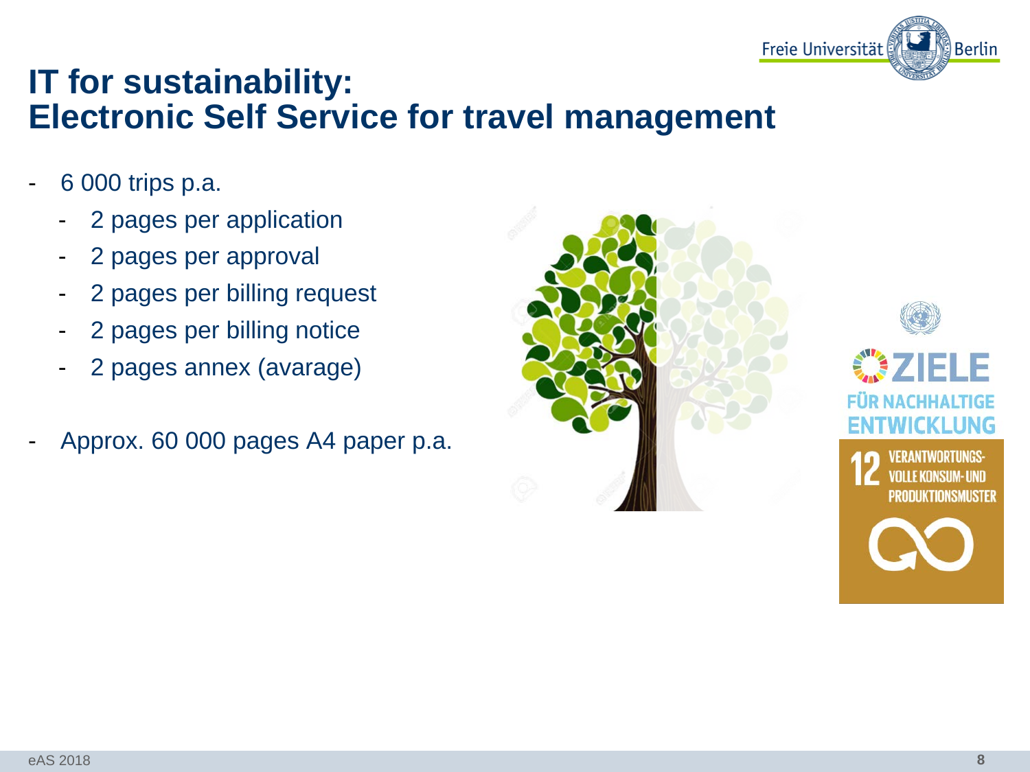# IT for sustainability: Electronic Self Service for travel management

- 6 000 trips p.a.
  - 2 pages per application
  - 2 pages per approval
  - 2 pages per billing request
  - 2 pages per billing notice
  - 2 pages annex (avarage)

- Approx. 60 000 pages A4 paper p.a.

ZIELE FÜR NACHHALTIGE ENTWICKLUNG

12 VERANTWORTUNGSVOLLE KONSUM- UND PRODUKTIONSMUSTER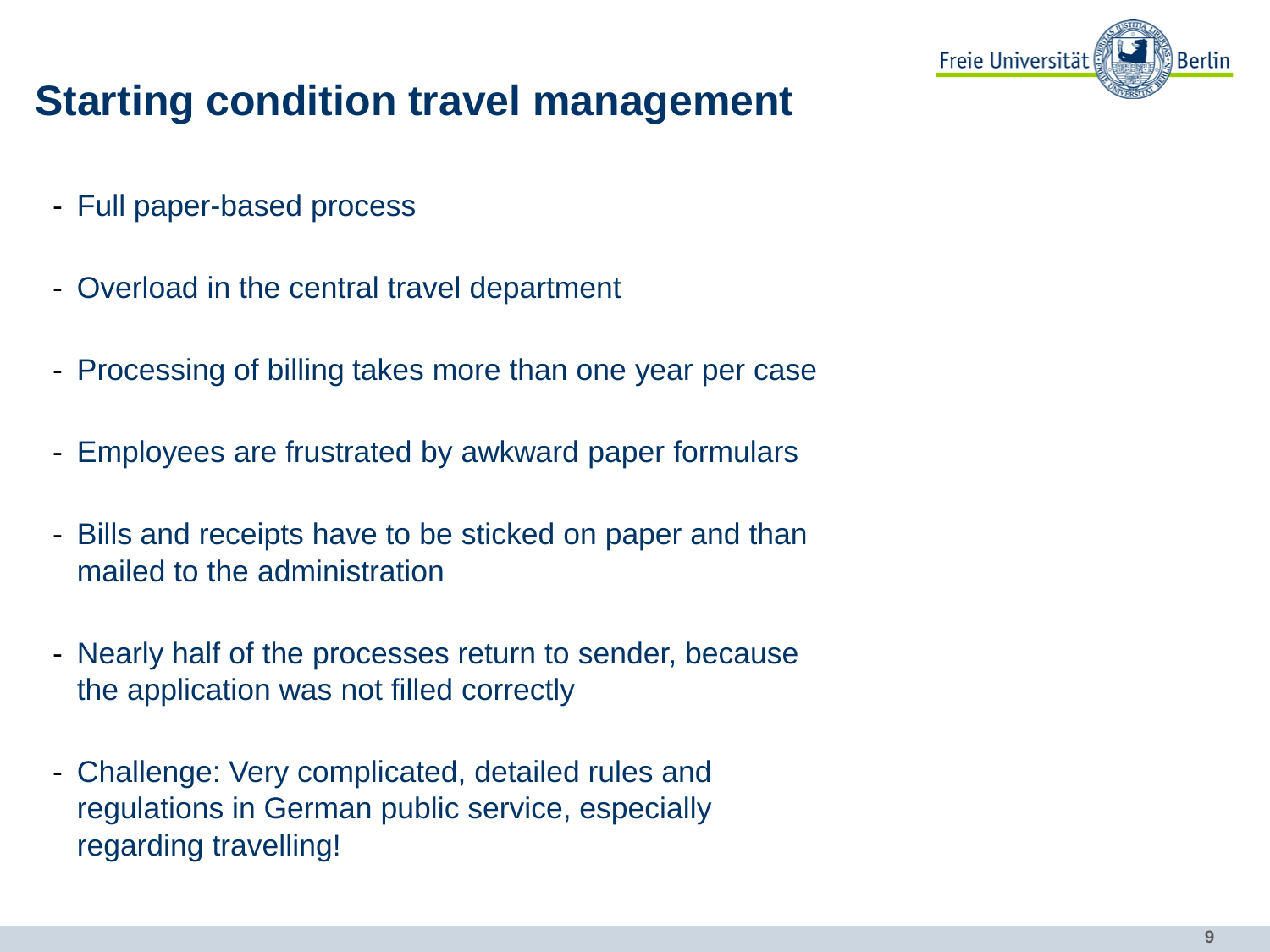# Starting condition travel management

- Full paper-based process
- Overload in the central travel department
- Processing of billing takes more than one year per case
- Employees are frustrated by awkward paper formulars
- Bills and receipts have to be sticked on paper and than mailed to the administration
- Nearly half of the processes return to sender, because the application was not filled correctly
- Challenge: Very complicated, detailed rules and regulations in German public service, especially regarding travelling!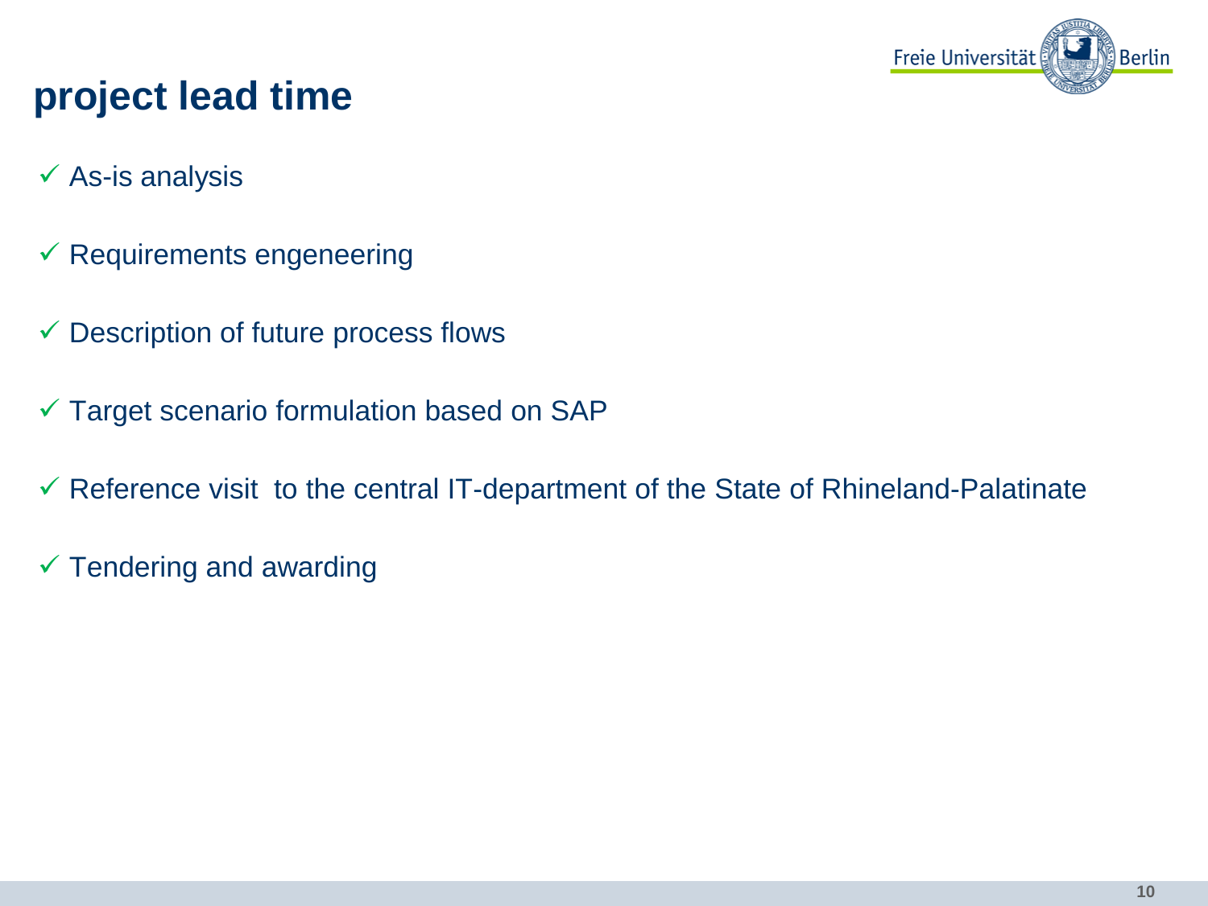# project lead time

- ✓ As-is analysis
- ✓ Requirements engeneering
- ✓ Description of future process flows
- ✓ Target scenario formulation based on SAP
- ✓ Reference visit  to the central IT-department of the State of Rhineland-Palatinate
- ✓ Tendering and awarding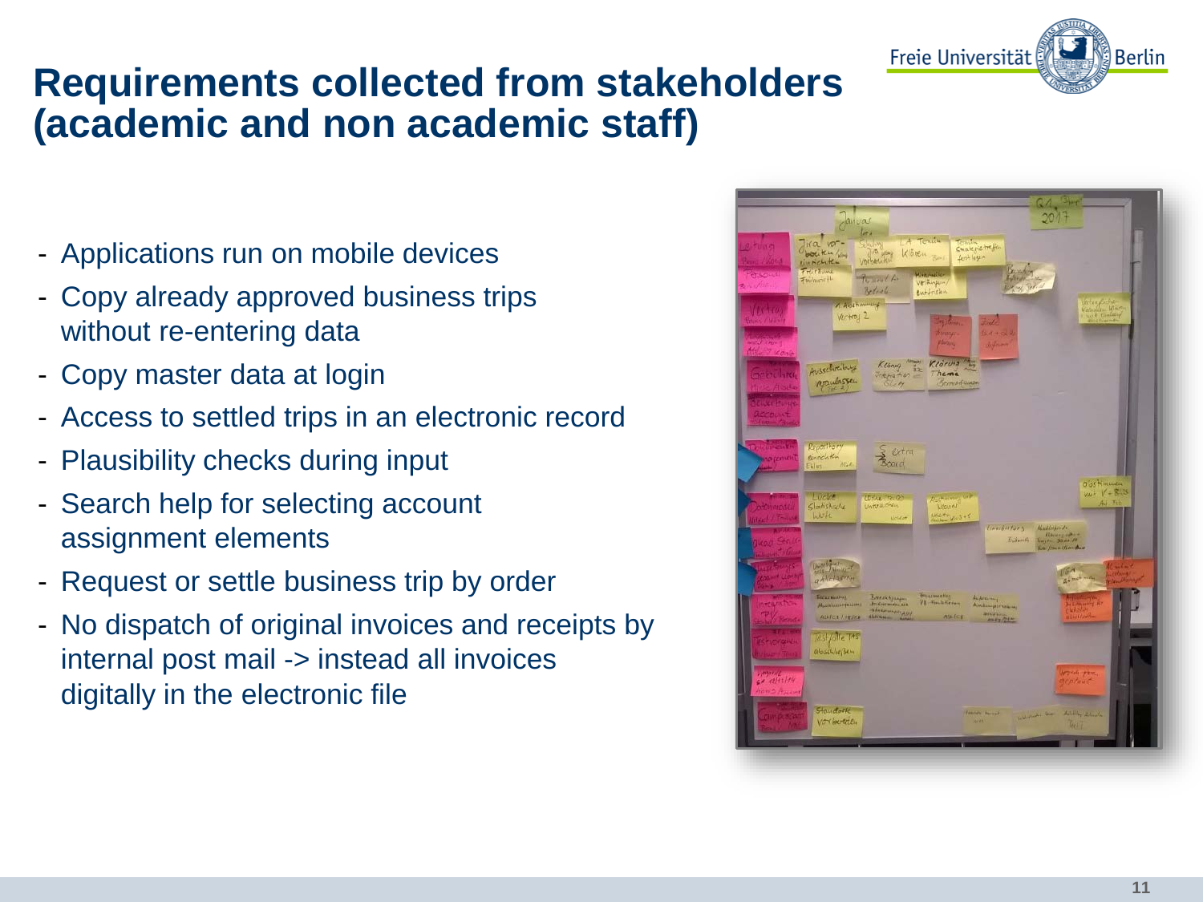# Requirements collected from stakeholders (academic and non academic staff)

- Applications run on mobile devices
- Copy already approved business trips without re-entering data
- Copy master data at login
- Access to settled trips in an electronic record
- Plausibility checks during input
- Search help for selecting account assignment elements
- Request or settle business trip by order
- No dispatch of original invoices and receipts by internal post mail -> instead all invoices digitally in the electronic file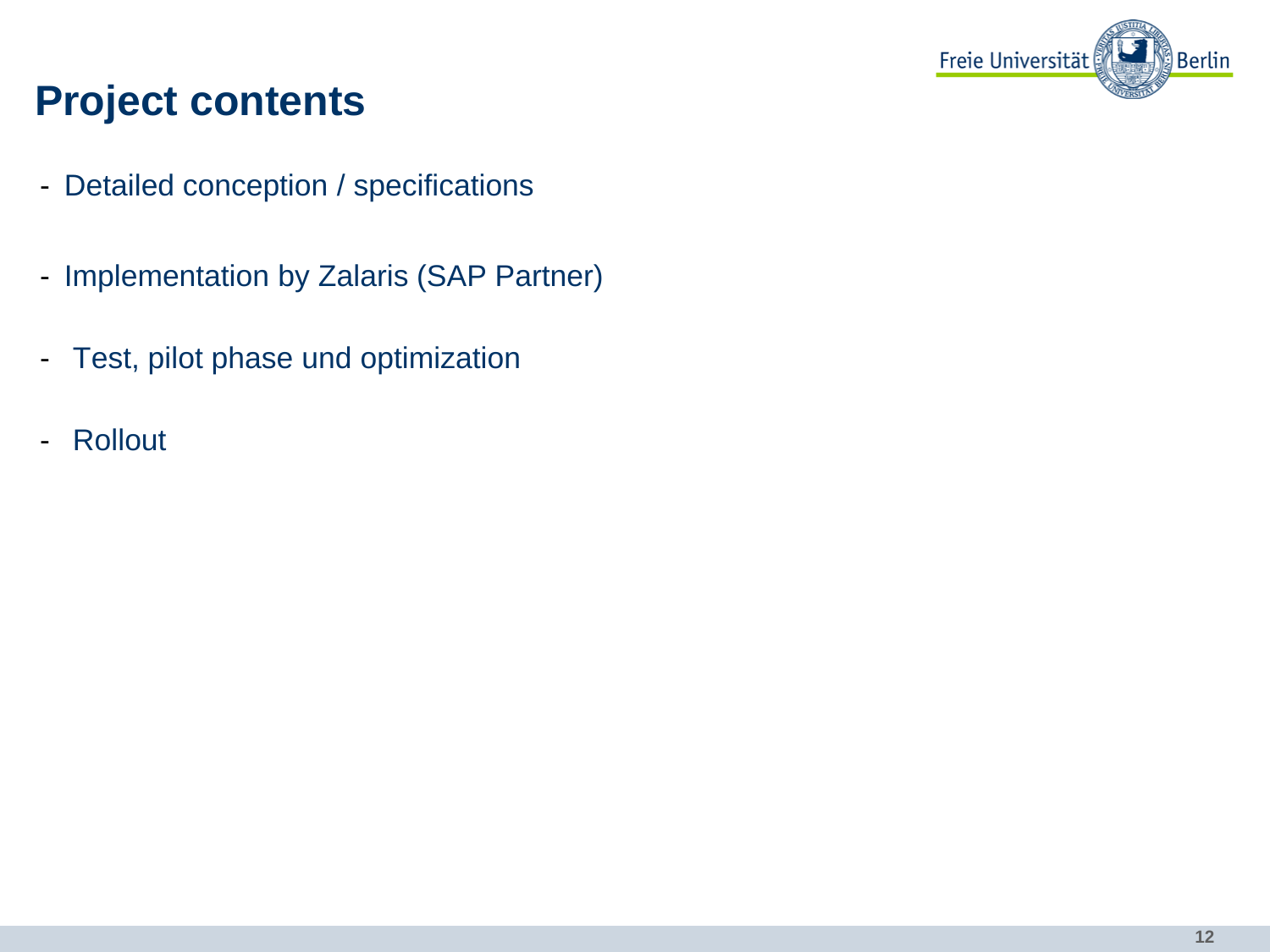# Project contents

- Detailed conception / specifications
- Implementation by Zalaris (SAP Partner)
- Test, pilot phase und optimization
- Rollout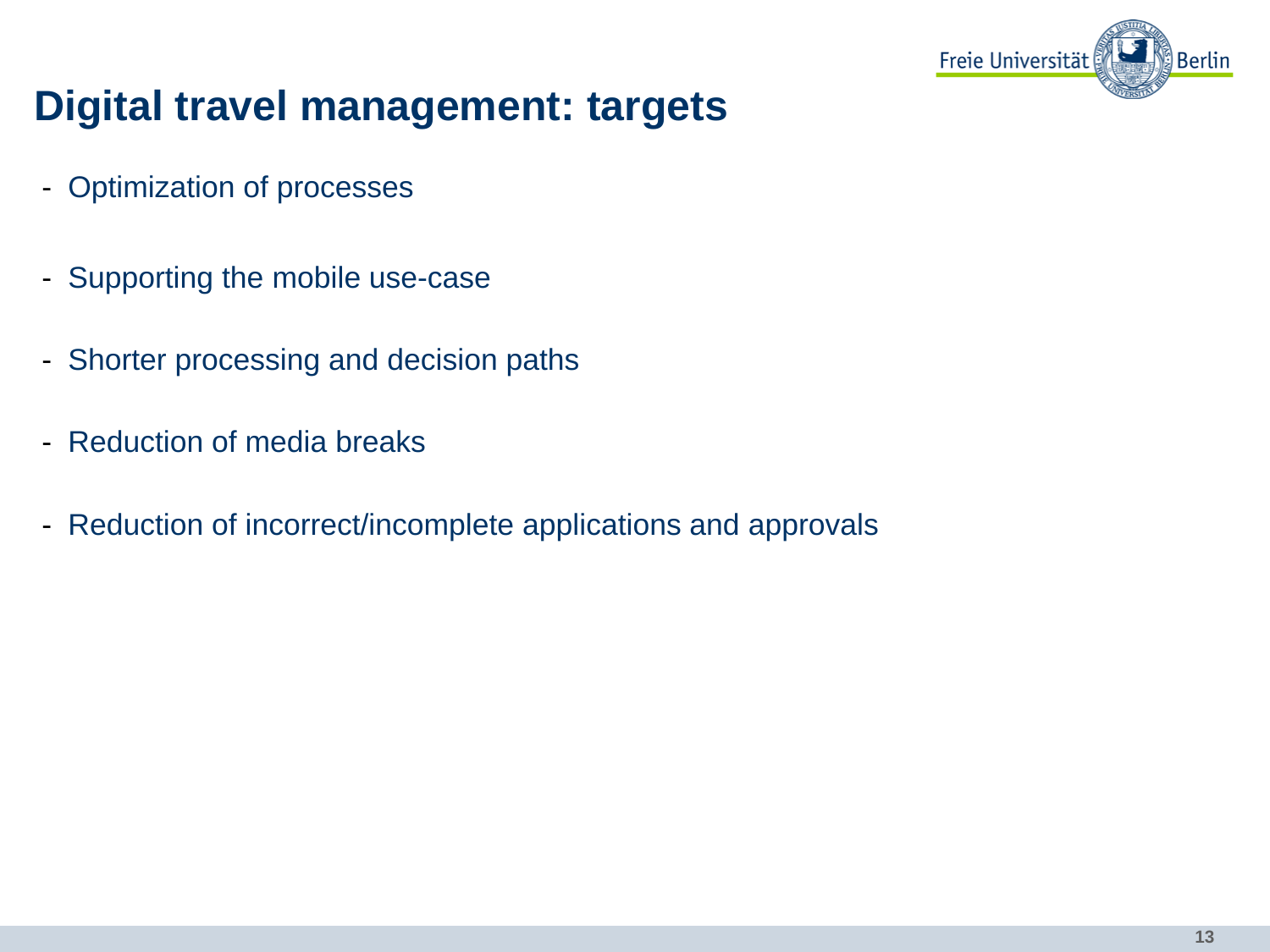# Digital travel management: targets

- Optimization of processes
- Supporting the mobile use-case
- Shorter processing and decision paths
- Reduction of media breaks
- Reduction of incorrect/incomplete applications and approvals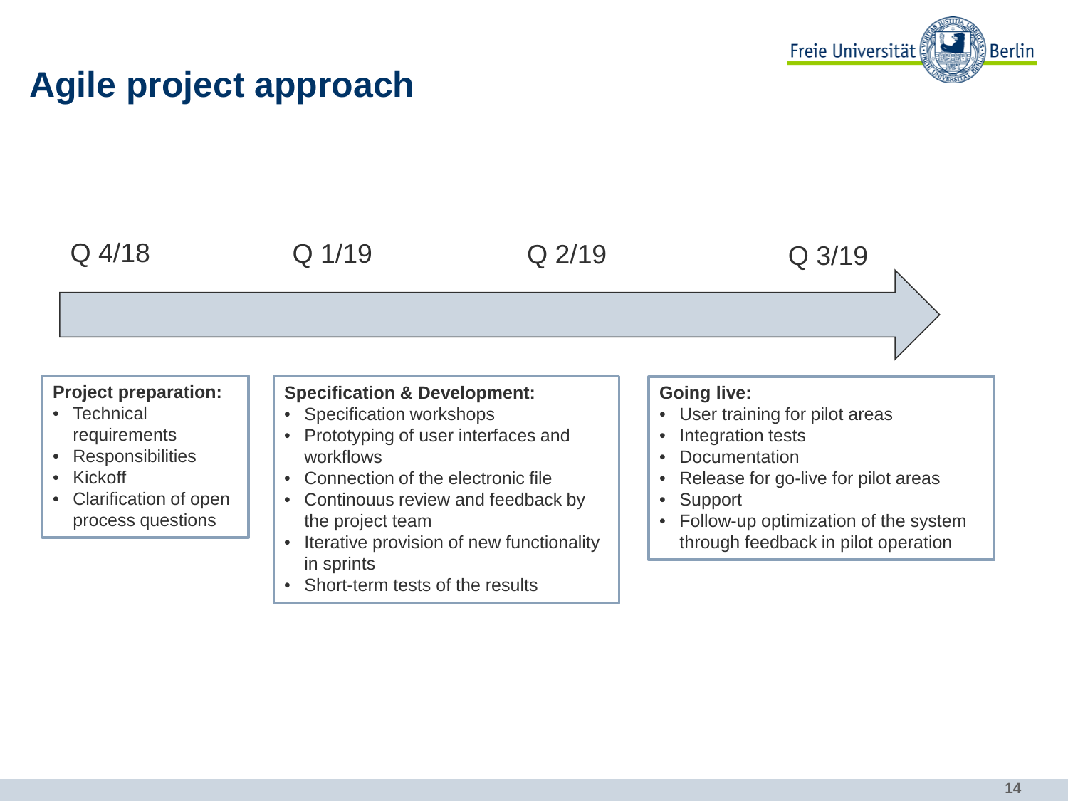# Agile project approach

Q 4/18 | Q 1/19 | Q 2/19 | Q 3/19

**Project preparation:**
- Technical requirements
- Responsibilities
- Kickoff
- Clarification of open process questions

**Specification & Development:**
- Specification workshops
- Prototyping of user interfaces and workflows
- Connection of the electronic file
- Continouus review and feedback by the project team
- Iterative provision of new functionality in sprints
- Short-term tests of the results

**Going live:**
- User training for pilot areas
- Integration tests
- Documentation
- Release for go-live for pilot areas
- Support
- Follow-up optimization of the system through feedback in pilot operation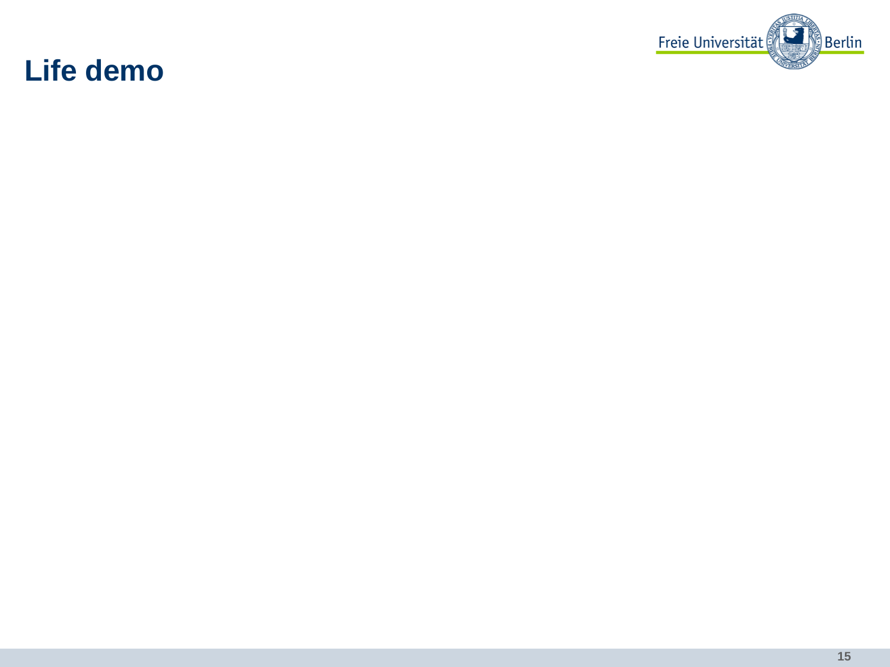# Life demo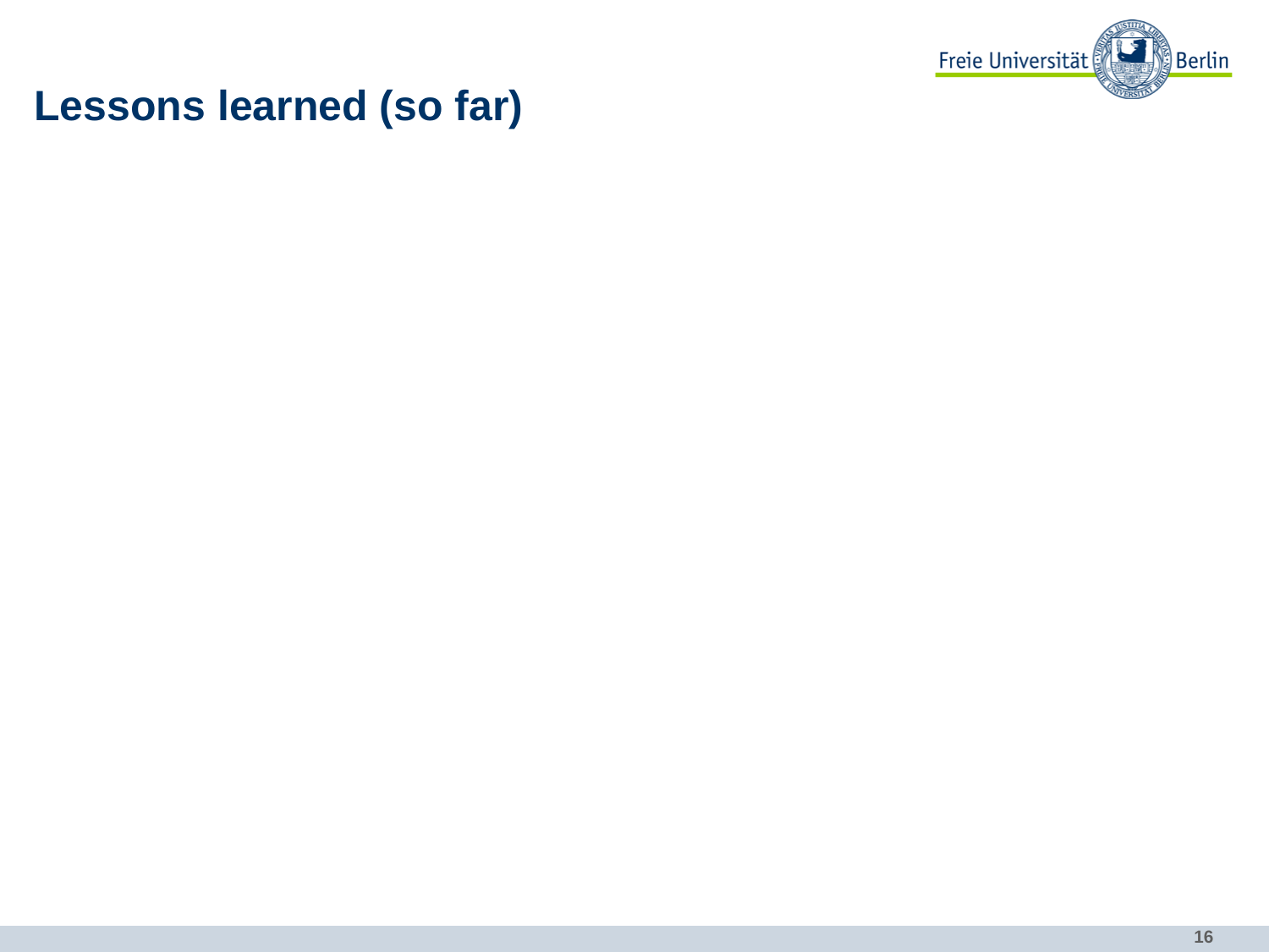# Lessons learned (so far)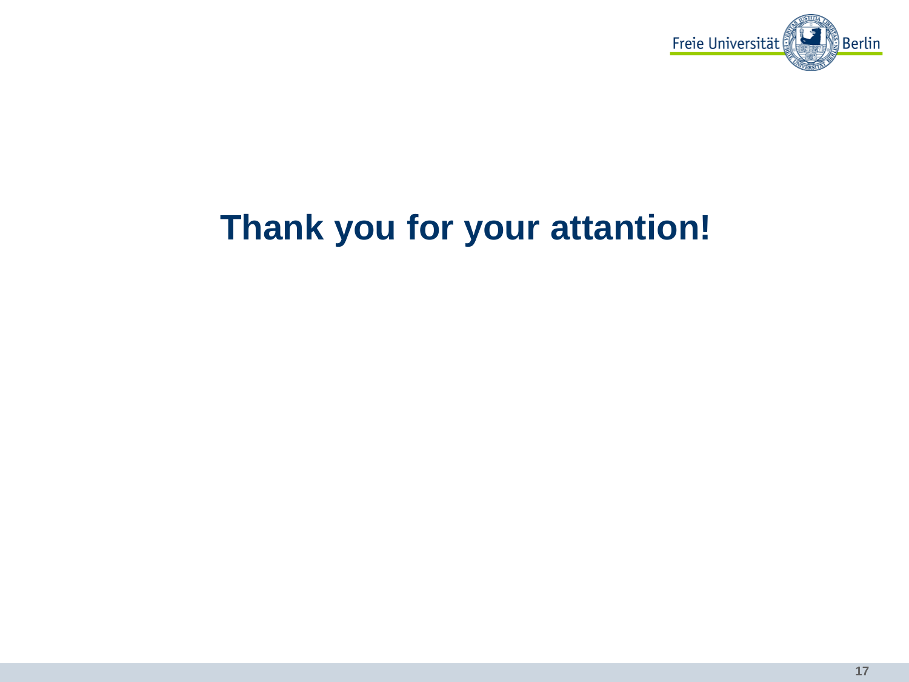# Thank you for your attantion!